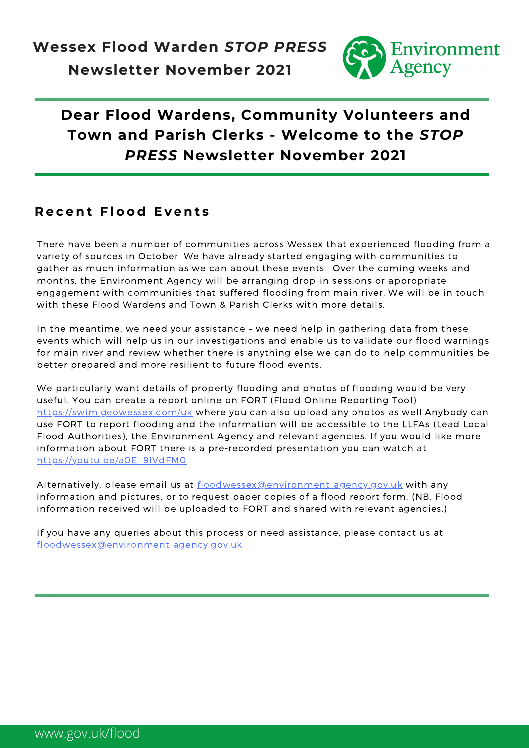**Wessex Flood Warden *STOP PRESS***

**Newsletter November 2021**

# Dear Flood Wardens, Community Volunteers and Town and Parish Clerks - Welcome to the *STOP PRESS* Newsletter November 2021

## Recent Flood Events

There have been a number of communities across Wessex that experienced flooding from a variety of sources in October. We have already started engaging with communities to gather as much information as we can about these events. Over the coming weeks and months, the Environment Agency will be arranging drop-in sessions or appropriate engagement with communities that suffered flooding from main river. We will be in touch with these Flood Wardens and Town & Parish Clerks with more details.

In the meantime, we need your assistance – we need help in gathering data from these events which will help us in our investigations and enable us to validate our flood warnings for main river and review whether there is anything else we can do to help communities be better prepared and more resilient to future flood events.

We particularly want details of property flooding and photos of flooding would be very useful. You can create a report online on FORT (Flood Online Reporting Tool) https://swim.geowessex.com/uk where you can also upload any photos as well.Anybody can use FORT to report flooding and the information will be accessible to the LLFAs (Lead Local Flood Authorities), the Environment Agency and relevant agencies. If you would like more information about FORT there is a pre-recorded presentation you can watch at https://youtu.be/a0E_9IVdFM0

Alternatively, please email us at floodwessex@environment-agency.gov.uk with any information and pictures, or to request paper copies of a flood report form. (NB. Flood information received will be uploaded to FORT and shared with relevant agencies.)

If you have any queries about this process or need assistance, please contact us at floodwessex@environment-agency.gov.uk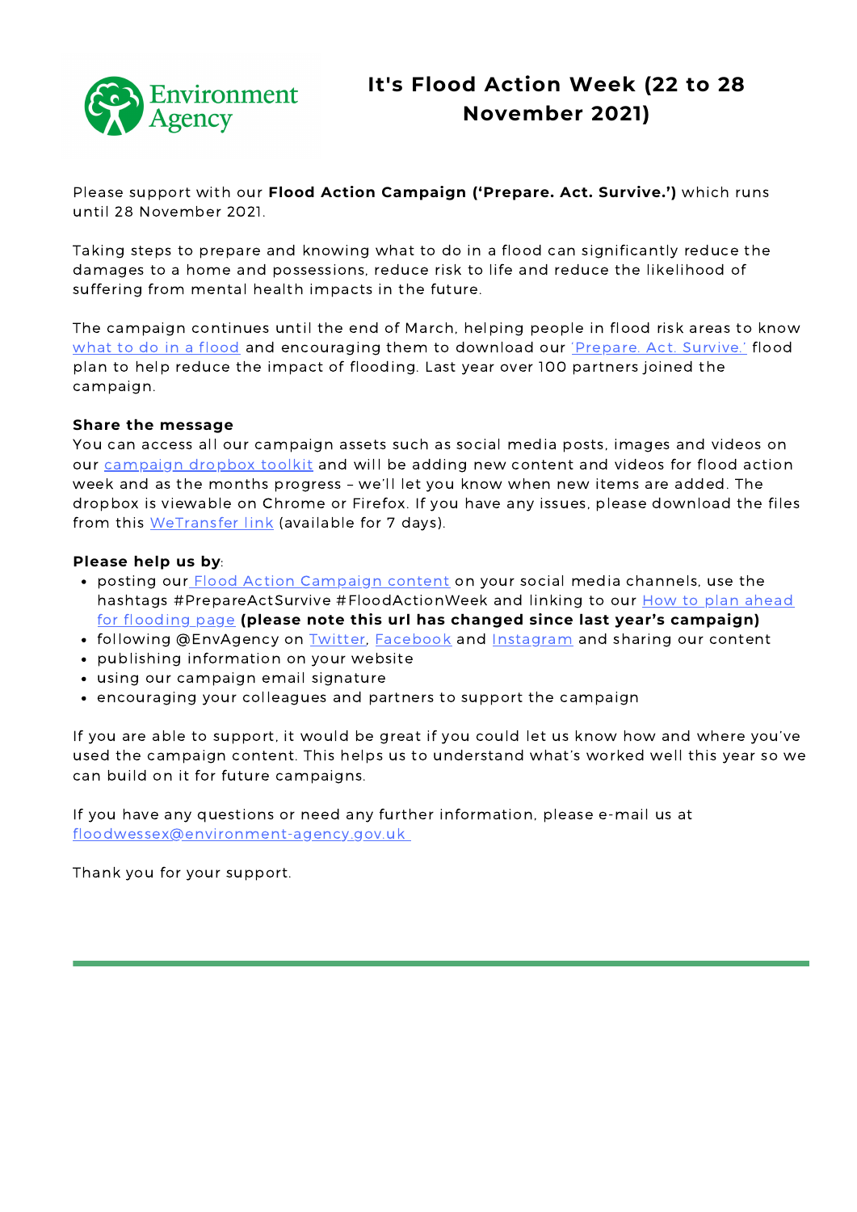# It's Flood Action Week (22 to 28 November 2021)

Please support with our **Flood Action Campaign ('Prepare. Act. Survive.')** which runs until 28 November 2021.

Taking steps to prepare and knowing what to do in a flood can significantly reduce the damages to a home and possessions, reduce risk to life and reduce the likelihood of suffering from mental health impacts in the future.

The campaign continues until the end of March, helping people in flood risk areas to know what to do in a flood and encouraging them to download our 'Prepare. Act. Survive.' flood plan to help reduce the impact of flooding. Last year over 100 partners joined the campaign.

**Share the message**

You can access all our campaign assets such as social media posts, images and videos on our campaign dropbox toolkit and will be adding new content and videos for flood action week and as the months progress – we'll let you know when new items are added. The dropbox is viewable on Chrome or Firefox. If you have any issues, please download the files from this WeTransfer link (available for 7 days).

**Please help us by**:

- posting our Flood Action Campaign content on your social media channels, use the hashtags #PrepareActSurvive #FloodActionWeek and linking to our How to plan ahead for flooding page **(please note this url has changed since last year's campaign)**
- following @EnvAgency on Twitter, Facebook and Instagram and sharing our content
- publishing information on your website
- using our campaign email signature
- encouraging your colleagues and partners to support the campaign

If you are able to support, it would be great if you could let us know how and where you've used the campaign content. This helps us to understand what's worked well this year so we can build on it for future campaigns.

If you have any questions or need any further information, please e-mail us at floodwessex@environment-agency.gov.uk

Thank you for your support.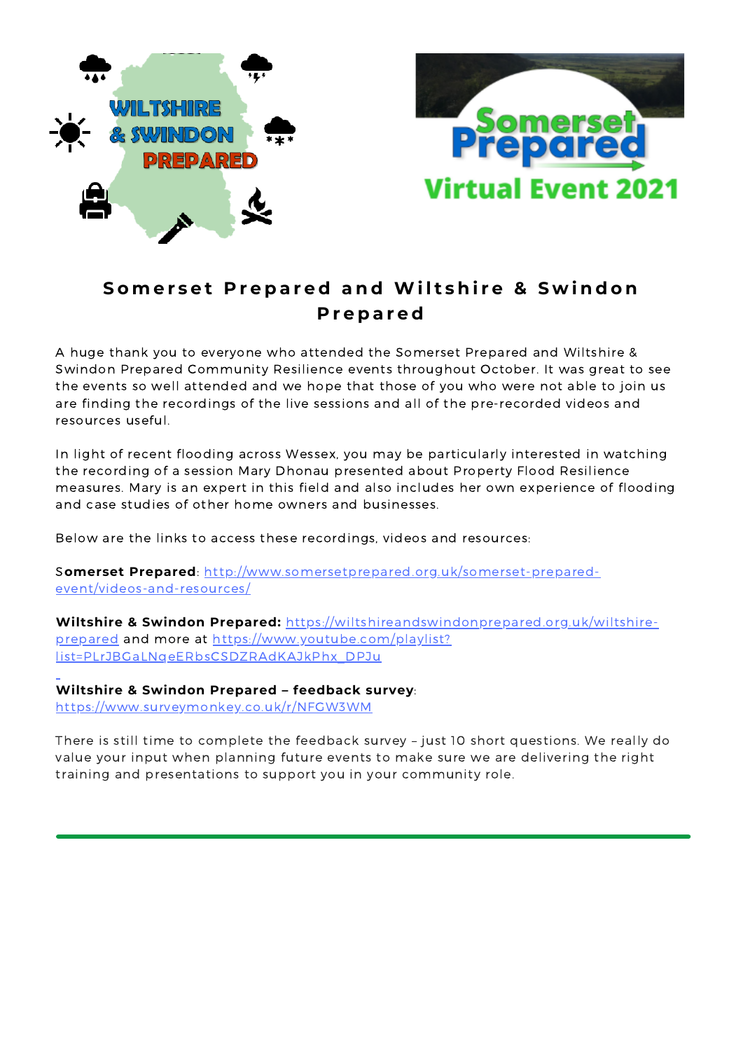## Somerset Prepared and Wiltshire & Swindon Prepared

A huge thank you to everyone who attended the Somerset Prepared and Wiltshire & Swindon Prepared Community Resilience events throughout October. It was great to see the events so well attended and we hope that those of you who were not able to join us are finding the recordings of the live sessions and all of the pre-recorded videos and resources useful.

In light of recent flooding across Wessex, you may be particularly interested in watching the recording of a session Mary Dhonau presented about Property Flood Resilience measures. Mary is an expert in this field and also includes her own experience of flooding and case studies of other home owners and businesses.

Below are the links to access these recordings, videos and resources:

**Somerset Prepared**: http://www.somersetprepared.org.uk/somerset-prepared-event/videos-and-resources/

**Wiltshire & Swindon Prepared:** https://wiltshireandswindonprepared.org.uk/wiltshire-prepared and more at https://www.youtube.com/playlist?list=PLrJBGaLNqeERbsCSDZRAdKAJkPhx_DPJu

**Wiltshire & Swindon Prepared – feedback survey**: https://www.surveymonkey.co.uk/r/NFGW3WM

There is still time to complete the feedback survey – just 10 short questions. We really do value your input when planning future events to make sure we are delivering the right training and presentations to support you in your community role.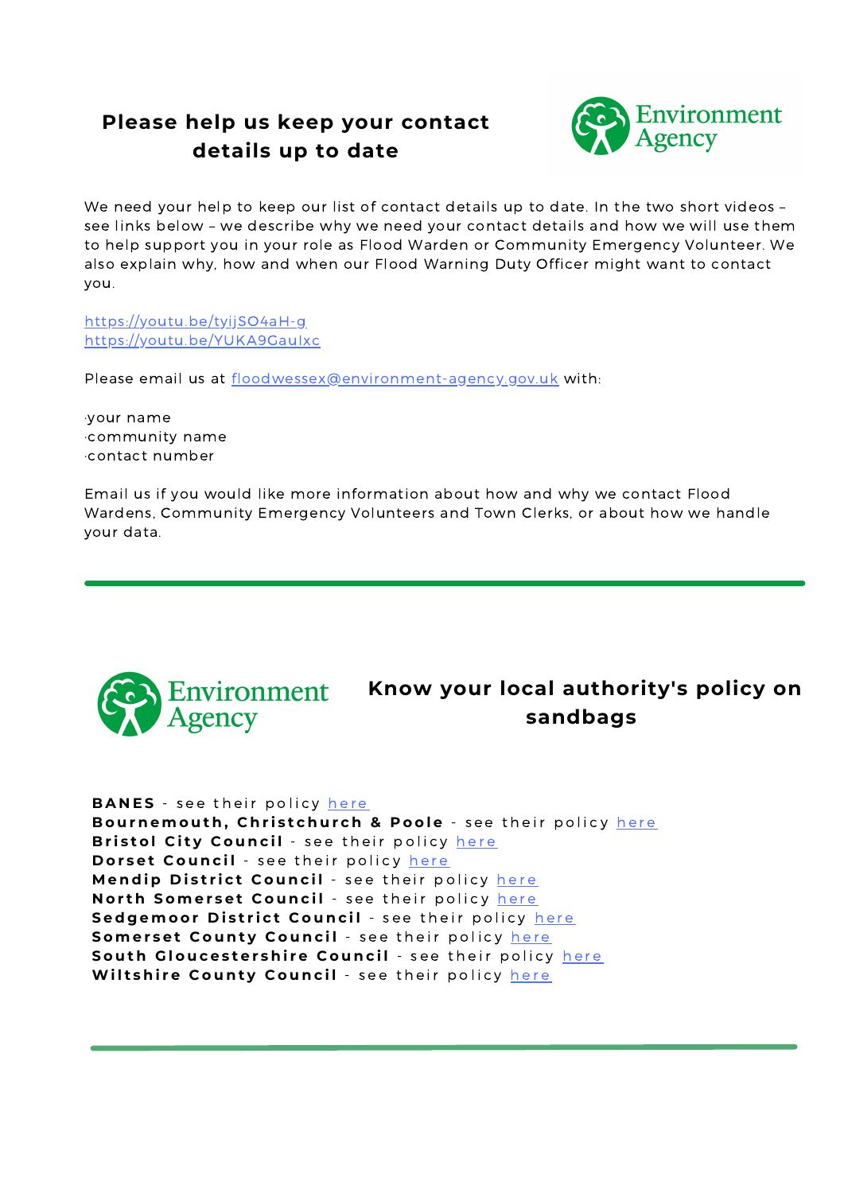## Please help us keep your contact details up to date

Environment Agency

We need your help to keep our list of contact details up to date. In the two short videos – see links below – we describe why we need your contact details and how we will use them to help support you in your role as Flood Warden or Community Emergency Volunteer. We also explain why, how and when our Flood Warning Duty Officer might want to contact you.

https://youtu.be/tyijSO4aH-g
https://youtu.be/YUKA9GauIxc

Please email us at floodwessex@environment-agency.gov.uk with:

- your name
- community name
- contact number

Email us if you would like more information about how and why we contact Flood Wardens, Community Emergency Volunteers and Town Clerks, or about how we handle your data.

---

Environment Agency

## Know your local authority's policy on sandbags

**BANES** - see their policy here
**Bournemouth, Christchurch & Poole** - see their policy here
**Bristol City Council** - see their policy here
**Dorset Council** - see their policy here
**Mendip District Council** - see their policy here
**North Somerset Council** - see their policy here
**Sedgemoor District Council** - see their policy here
**Somerset County Council** - see their policy here
**South Gloucestershire Council** - see their policy here
**Wiltshire County Council** - see their policy here

---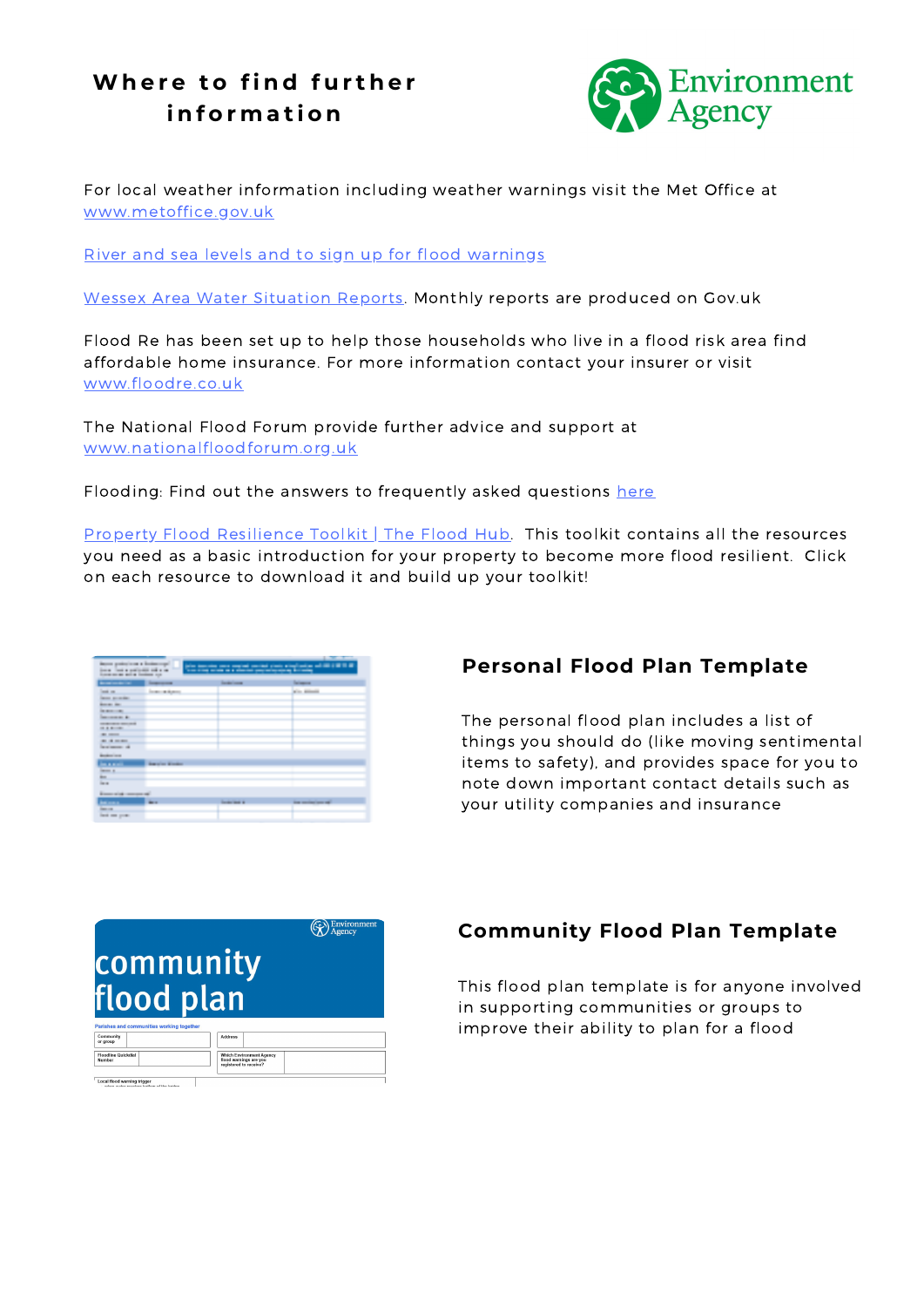# Where to find further information

For local weather information including weather warnings visit the Met Office at www.metoffice.gov.uk

River and sea levels and to sign up for flood warnings

Wessex Area Water Situation Reports. Monthly reports are produced on Gov.uk

Flood Re has been set up to help those households who live in a flood risk area find affordable home insurance. For more information contact your insurer or visit www.floodre.co.uk

The National Flood Forum provide further advice and support at www.nationalfloodforum.org.uk

Flooding: Find out the answers to frequently asked questions here

Property Flood Resilience Toolkit | The Flood Hub. This toolkit contains all the resources you need as a basic introduction for your property to become more flood resilient. Click on each resource to download it and build up your toolkit!

## Personal Flood Plan Template

The personal flood plan includes a list of things you should do (like moving sentimental items to safety), and provides space for you to note down important contact details such as your utility companies and insurance

## Community Flood Plan Template

This flood plan template is for anyone involved in supporting communities or groups to improve their ability to plan for a flood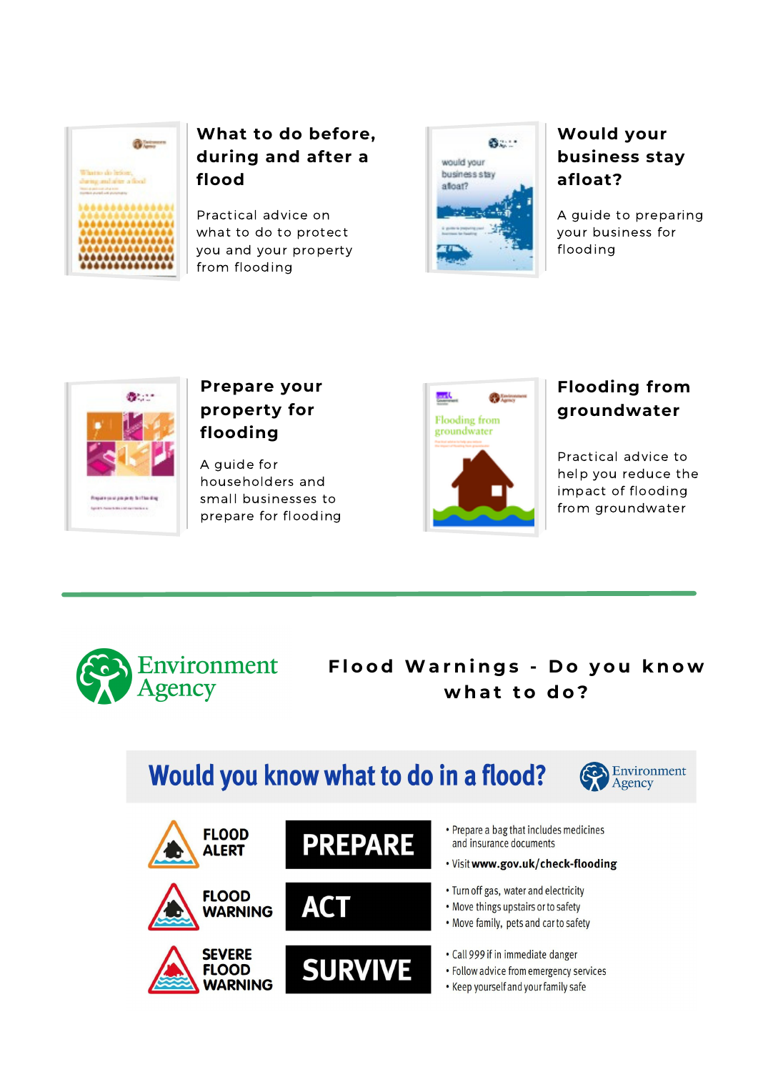### What to do before, during and after a flood

Practical advice on what to do to protect you and your property from flooding

### Would your business stay afloat?

A guide to preparing your business for flooding

### Prepare your property for flooding

A guide for householders and small businesses to prepare for flooding

### Flooding from groundwater

Practical advice to help you reduce the impact of flooding from groundwater

---

Environment Agency

## Flood Warnings - Do you know what to do?

## Would you know what to do in a flood?

Environment Agency

| | | |
|---|---|---|
| FLOOD ALERT | PREPARE | • Prepare a bag that includes medicines and insurance documents<br>• Visit **www.gov.uk/check-flooding** |
| FLOOD WARNING | ACT | • Turn off gas, water and electricity<br>• Move things upstairs or to safety<br>• Move family, pets and car to safety |
| SEVERE FLOOD WARNING | SURVIVE | • Call 999 if in immediate danger<br>• Follow advice from emergency services<br>• Keep yourself and your family safe |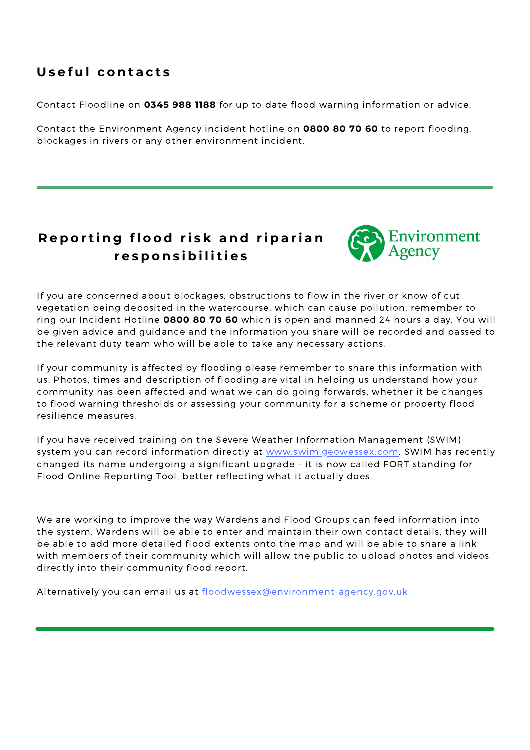## Useful contacts

Contact Floodline on **0345 988 1188** for up to date flood warning information or advice.

Contact the Environment Agency incident hotline on **0800 80 70 60** to report flooding, blockages in rivers or any other environment incident.

---

## Reporting flood risk and riparian responsibilities

Environment Agency

If you are concerned about blockages, obstructions to flow in the river or know of cut vegetation being deposited in the watercourse, which can cause pollution, remember to ring our Incident Hotline **0800 80 70 60** which is open and manned 24 hours a day. You will be given advice and guidance and the information you share will be recorded and passed to the relevant duty team who will be able to take any necessary actions.

If your community is affected by flooding please remember to share this information with us. Photos, times and description of flooding are vital in helping us understand how your community has been affected and what we can do going forwards, whether it be changes to flood warning thresholds or assessing your community for a scheme or property flood resilience measures.

If you have received training on the Severe Weather Information Management (SWIM) system you can record information directly at [www.swim.geowessex.com](http://www.swim.geowessex.com). SWIM has recently changed its name undergoing a significant upgrade – it is now called FORT standing for Flood Online Reporting Tool, better reflecting what it actually does.

We are working to improve the way Wardens and Flood Groups can feed information into the system. Wardens will be able to enter and maintain their own contact details, they will be able to add more detailed flood extents onto the map and will be able to share a link with members of their community which will allow the public to upload photos and videos directly into their community flood report.

Alternatively you can email us at [floodwessex@environment-agency.gov.uk](mailto:floodwessex@environment-agency.gov.uk)

---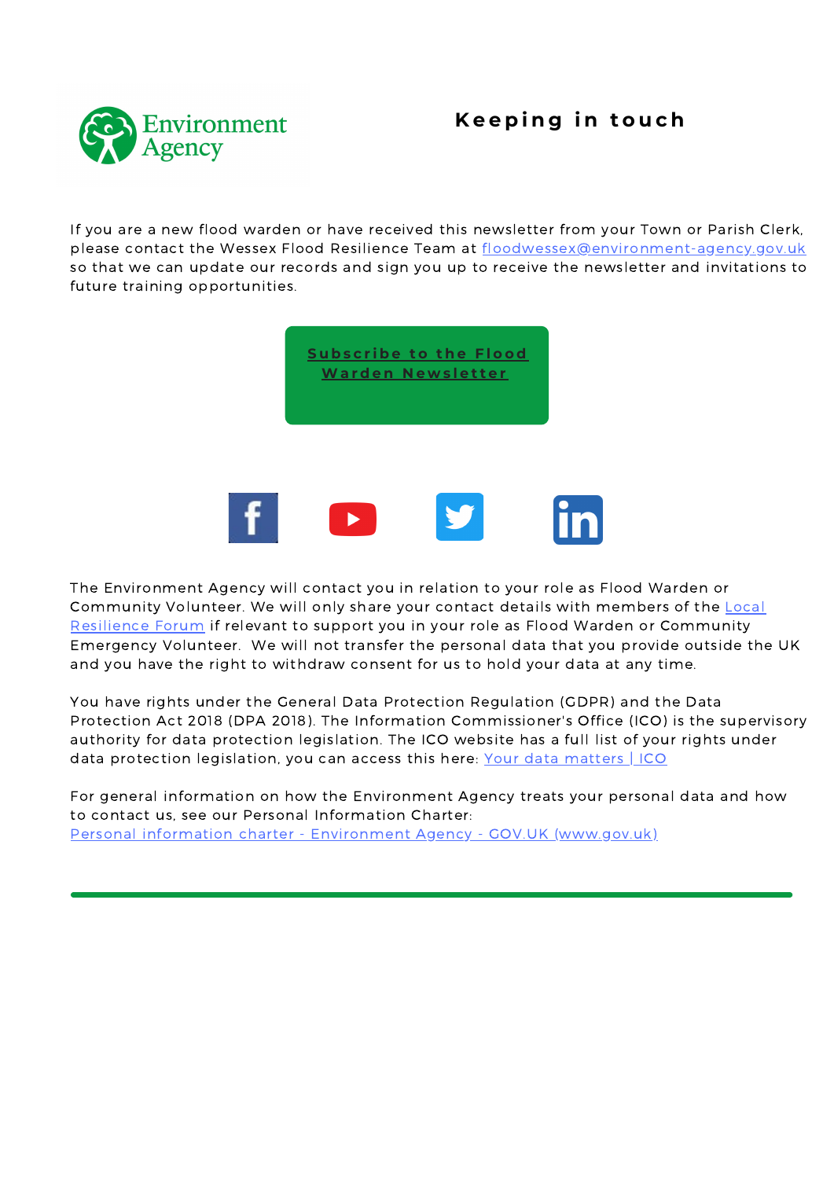## Keeping in touch

If you are a new flood warden or have received this newsletter from your Town or Parish Clerk, please contact the Wessex Flood Resilience Team at floodwessex@environment-agency.gov.uk so that we can update our records and sign you up to receive the newsletter and invitations to future training opportunities.

**Subscribe to the Flood Warden Newsletter**

The Environment Agency will contact you in relation to your role as Flood Warden or Community Volunteer. We will only share your contact details with members of the Local Resilience Forum if relevant to support you in your role as Flood Warden or Community Emergency Volunteer. We will not transfer the personal data that you provide outside the UK and you have the right to withdraw consent for us to hold your data at any time.

You have rights under the General Data Protection Regulation (GDPR) and the Data Protection Act 2018 (DPA 2018). The Information Commissioner's Office (ICO) is the supervisory authority for data protection legislation. The ICO website has a full list of your rights under data protection legislation, you can access this here: Your data matters | ICO

For general information on how the Environment Agency treats your personal data and how to contact us, see our Personal Information Charter:
Personal information charter - Environment Agency - GOV.UK (www.gov.uk)